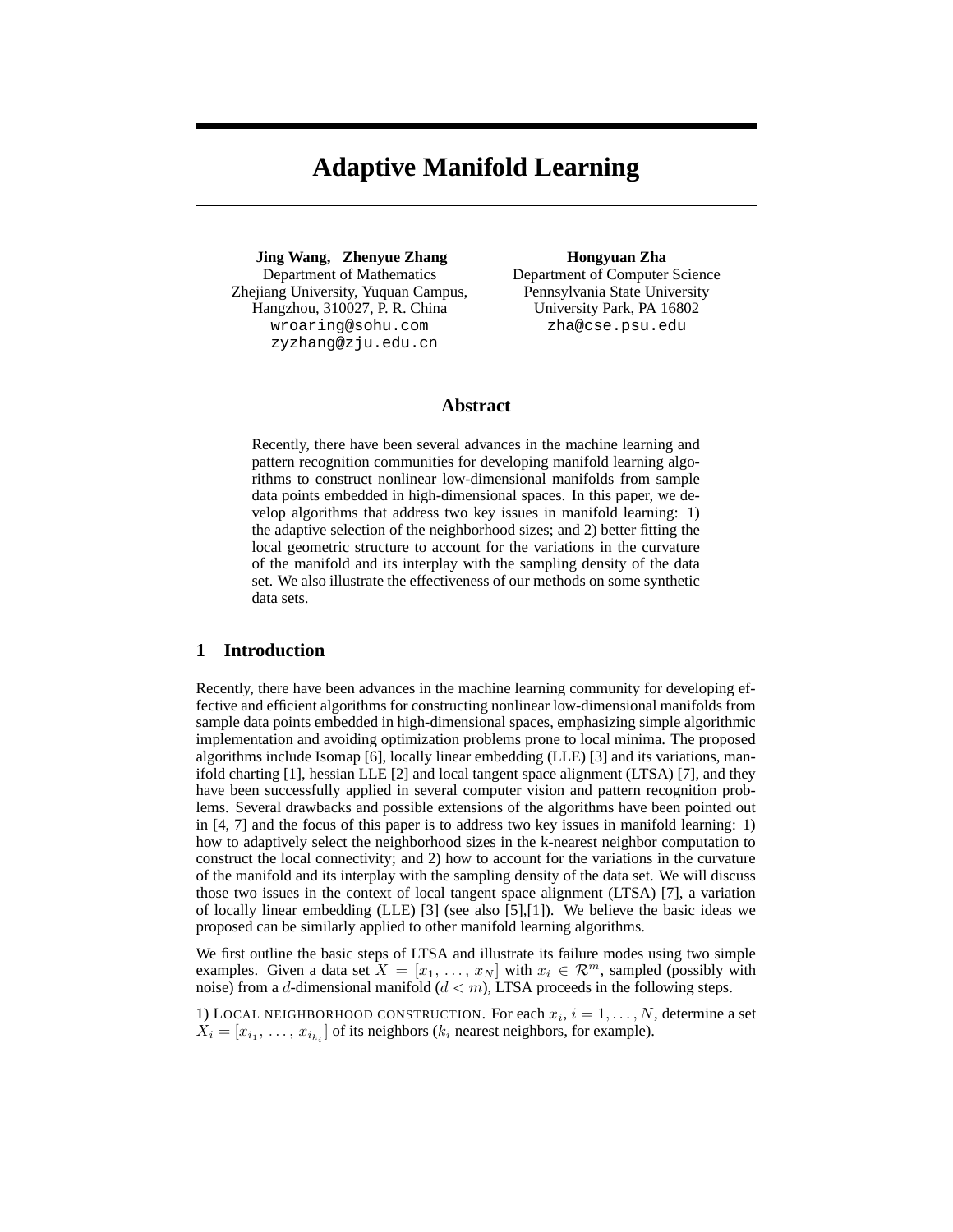# Adaptive Manifold Learning

**Jing Wang, Zhenyue Zhang**
Department of Mathematics
Zhejiang University, Yuquan Campus,
Hangzhou, 310027, P. R. China
wroaring@sohu.com
zyzhang@zju.edu.cn

**Hongyuan Zha**
Department of Computer Science
Pennsylvania State University
University Park, PA 16802
zha@cse.psu.edu

## Abstract

Recently, there have been several advances in the machine learning and pattern recognition communities for developing manifold learning algorithms to construct nonlinear low-dimensional manifolds from sample data points embedded in high-dimensional spaces. In this paper, we develop algorithms that address two key issues in manifold learning: 1) the adaptive selection of the neighborhood sizes; and 2) better fitting the local geometric structure to account for the variations in the curvature of the manifold and its interplay with the sampling density of the data set. We also illustrate the effectiveness of our methods on some synthetic data sets.

## 1 Introduction

Recently, there have been advances in the machine learning community for developing effective and efficient algorithms for constructing nonlinear low-dimensional manifolds from sample data points embedded in high-dimensional spaces, emphasizing simple algorithmic implementation and avoiding optimization problems prone to local minima. The proposed algorithms include Isomap [6], locally linear embedding (LLE) [3] and its variations, manifold charting [1], hessian LLE [2] and local tangent space alignment (LTSA) [7], and they have been successfully applied in several computer vision and pattern recognition problems. Several drawbacks and possible extensions of the algorithms have been pointed out in [4, 7] and the focus of this paper is to address two key issues in manifold learning: 1) how to adaptively select the neighborhood sizes in the k-nearest neighbor computation to construct the local connectivity; and 2) how to account for the variations in the curvature of the manifold and its interplay with the sampling density of the data set. We will discuss those two issues in the context of local tangent space alignment (LTSA) [7], a variation of locally linear embedding (LLE) [3] (see also [5],[1]). We believe the basic ideas we proposed can be similarly applied to other manifold learning algorithms.

We first outline the basic steps of LTSA and illustrate its failure modes using two simple examples. Given a data set $X = [x_1, \ldots, x_N]$ with $x_i \in \mathcal{R}^m$, sampled (possibly with noise) from a $d$-dimensional manifold ($d < m$), LTSA proceeds in the following steps.

1) LOCAL NEIGHBORHOOD CONSTRUCTION. For each $x_i$, $i = 1, \ldots, N$, determine a set $X_i = [x_{i_1}, \ldots, x_{i_{k_i}}]$ of its neighbors ($k_i$ nearest neighbors, for example).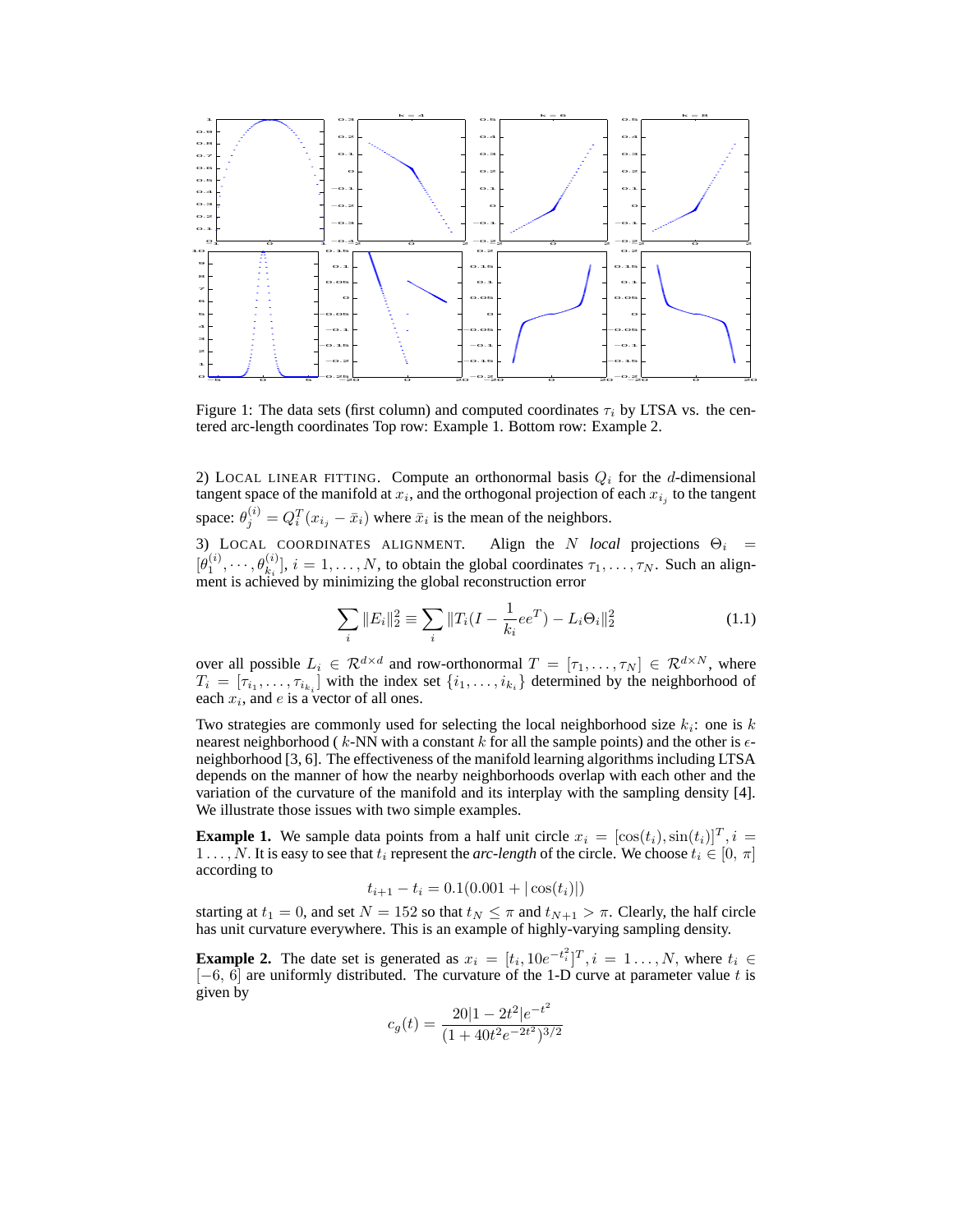Figure 1: The data sets (first column) and computed coordinates $\tau_i$ by LTSA vs. the centered arc-length coordinates Top row: Example 1. Bottom row: Example 2.

2) LOCAL LINEAR FITTING. Compute an orthonormal basis $Q_i$ for the $d$-dimensional tangent space of the manifold at $x_i$, and the orthogonal projection of each $x_{i_j}$ to the tangent space: $\theta_j^{(i)} = Q_i^T(x_{i_j} - \bar{x}_i)$ where $\bar{x}_i$ is the mean of the neighbors.

3) LOCAL COORDINATES ALIGNMENT. Align the $N$ *local* projections $\Theta_i = [\theta_1^{(i)}, \cdots, \theta_{k_i}^{(i)}]$, $i = 1, \ldots, N$, to obtain the global coordinates $\tau_1, \ldots, \tau_N$. Such an alignment is achieved by minimizing the global reconstruction error

$$\sum_i \|E_i\|_2^2 \equiv \sum_i \|T_i(I - \frac{1}{k_i}ee^T) - L_i\Theta_i\|_2^2 \tag{1.1}$$

over all possible $L_i \in \mathcal{R}^{d \times d}$ and row-orthonormal $T = [\tau_1, \ldots, \tau_N] \in \mathcal{R}^{d \times N}$, where $T_i = [\tau_{i_1}, \ldots, \tau_{i_{k_i}}]$ with the index set $\{i_1, \ldots, i_{k_i}\}$ determined by the neighborhood of each $x_i$, and $e$ is a vector of all ones.

Two strategies are commonly used for selecting the local neighborhood size $k_i$: one is $k$ nearest neighborhood ( $k$-NN with a constant $k$ for all the sample points) and the other is $\epsilon$-neighborhood [3, 6]. The effectiveness of the manifold learning algorithms including LTSA depends on the manner of how the nearby neighborhoods overlap with each other and the variation of the curvature of the manifold and its interplay with the sampling density [4]. We illustrate those issues with two simple examples.

**Example 1.** We sample data points from a half unit circle $x_i = [\cos(t_i), \sin(t_i)]^T, i = 1 \ldots, N$. It is easy to see that $t_i$ represent the *arc-length* of the circle. We choose $t_i \in [0,\ \pi]$ according to

$$t_{i+1} - t_i = 0.1(0.001 + |\cos(t_i)|)$$

starting at $t_1 = 0$, and set $N = 152$ so that $t_N \le \pi$ and $t_{N+1} > \pi$. Clearly, the half circle has unit curvature everywhere. This is an example of highly-varying sampling density.

**Example 2.** The date set is generated as $x_i = [t_i, 10e^{-t_i^2}]^T, i = 1 \ldots, N$, where $t_i \in [-6,\ 6]$ are uniformly distributed. The curvature of the 1-D curve at parameter value $t$ is given by

$$c_g(t) = \frac{20|1 - 2t^2|e^{-t^2}}{(1 + 40t^2e^{-2t^2})^{3/2}}$$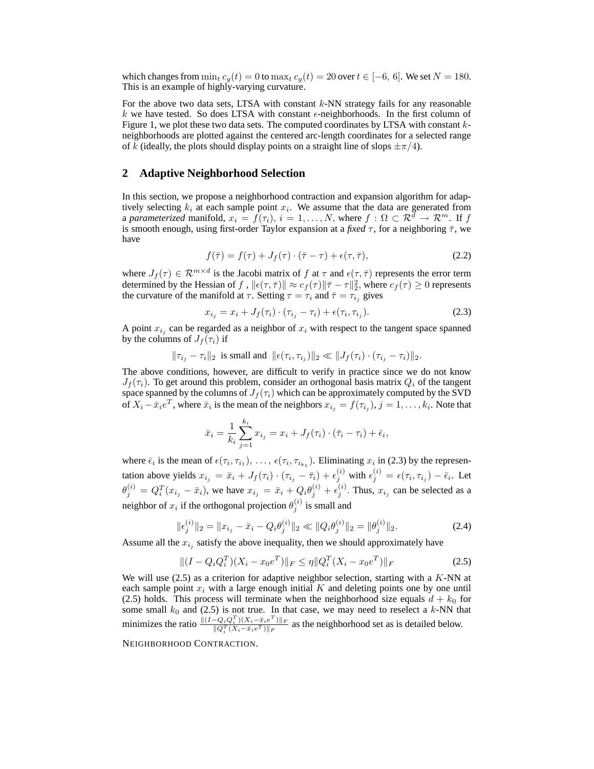which changes from $\min_t c_g(t) = 0$ to $\max_t c_g(t) = 20$ over $t \in [-6, 6]$. We set $N = 180$. This is an example of highly-varying curvature.

For the above two data sets, LTSA with constant $k$-NN strategy fails for any reasonable $k$ we have tested. So does LTSA with constant $\epsilon$-neighborhoods. In the first column of Figure 1, we plot these two data sets. The computed coordinates by LTSA with constant $k$-neighborhoods are plotted against the centered arc-length coordinates for a selected range of $k$ (ideally, the plots should display points on a straight line of slops $\pm\pi/4$).

## 2 Adaptive Neighborhood Selection

In this section, we propose a neighborhood contraction and expansion algorithm for adaptively selecting $k_i$ at each sample point $x_i$. We assume that the data are generated from a *parameterized* manifold, $x_i = f(\tau_i)$, $i = 1, \ldots, N$, where $f : \Omega \subset \mathcal{R}^d \rightarrow \mathcal{R}^m$. If $f$ is smooth enough, using first-order Taylor expansion at a *fixed* $\tau$, for a neighboring $\bar{\tau}$, we have

$$f(\bar{\tau}) = f(\tau) + J_f(\tau) \cdot (\bar{\tau} - \tau) + \epsilon(\tau, \bar{\tau}), \tag{2.2}$$

where $J_f(\tau) \in \mathcal{R}^{m \times d}$ is the Jacobi matrix of $f$ at $\tau$ and $\epsilon(\tau, \bar{\tau})$ represents the error term determined by the Hessian of $f$, $\|\epsilon(\tau, \bar{\tau})\| \approx c_f(\tau)\|\bar{\tau} - \tau\|_2^2$, where $c_f(\tau) \geq 0$ represents the curvature of the manifold at $\tau$. Setting $\tau = \tau_i$ and $\bar{\tau} = \tau_{i_j}$ gives

$$x_{i_j} = x_i + J_f(\tau_i) \cdot (\tau_{i_j} - \tau_i) + \epsilon(\tau_i, \tau_{i_j}). \tag{2.3}$$

A point $x_{i_j}$ can be regarded as a neighbor of $x_i$ with respect to the tangent space spanned by the columns of $J_f(\tau_i)$ if

$$\|\tau_{i_j} - \tau_i\|_2 \text{ is small and } \|\epsilon(\tau_i, \tau_{i_j})\|_2 \ll \|J_f(\tau_i) \cdot (\tau_{i_j} - \tau_i)\|_2.$$

The above conditions, however, are difficult to verify in practice since we do not know $J_f(\tau_i)$. To get around this problem, consider an orthogonal basis matrix $Q_i$ of the tangent space spanned by the columns of $J_f(\tau_i)$ which can be approximately computed by the SVD of $X_i - \bar{x}_i e^T$, where $\bar{x}_i$ is the mean of the neighbors $x_{i_j} = f(\tau_{i_j})$, $j = 1, \ldots, k_i$. Note that

$$\bar{x}_i = \frac{1}{k_i}\sum_{j=1}^{k_i} x_{i_j} = x_i + J_f(\tau_i) \cdot (\bar{\tau}_i - \tau_i) + \bar{\epsilon}_i,$$

where $\bar{\epsilon}_i$ is the mean of $\epsilon(\tau_i, \tau_{i_1}), \ldots, \epsilon(\tau_i, \tau_{i_{k_1}})$. Eliminating $x_i$ in (2.3) by the representation above yields $x_{i_j} = \bar{x}_i + J_f(\tau_i) \cdot (\tau_{i_j} - \bar{\tau}_i) + \epsilon_j^{(i)}$ with $\epsilon_j^{(i)} = \epsilon(\tau_i, \tau_{i_j}) - \bar{\epsilon}_i$. Let $\theta_j^{(i)} = Q_i^T(x_{i_j} - \bar{x}_i)$, we have $x_{i_j} = \bar{x}_i + Q_i\theta_j^{(i)} + \epsilon_j^{(i)}$. Thus, $x_{i_j}$ can be selected as a neighbor of $x_i$ if the orthogonal projection $\theta_j^{(i)}$ is small and

$$\|\epsilon_j^{(i)}\|_2 = \|x_{i_j} - \bar{x}_i - Q_i\theta_j^{(i)}\|_2 \ll \|Q_i\theta_j^{(i)}\|_2 = \|\theta_j^{(i)}\|_2. \tag{2.4}$$

Assume all the $x_{i_j}$ satisfy the above inequality, then we should approximately have

$$\|(I - Q_iQ_i^T)(X_i - x_0e^T)\|_F \leq \eta\|Q_i^T(X_i - x_0e^T)\|_F \tag{2.5}$$

We will use (2.5) as a criterion for adaptive neighbor selection, starting with a $K$-NN at each sample point $x_i$ with a large enough initial $K$ and deleting points one by one until (2.5) holds. This process will terminate when the neighborhood size equals $d + k_0$ for some small $k_0$ and (2.5) is not true. In that case, we may need to reselect a $k$-NN that minimizes the ratio $\frac{\|(I-Q_iQ_i^T)(X_i-\bar{x}_ie^T)\|_F}{\|Q_i^T(X_i-\bar{x}_ie^T)\|_F}$ as the neighborhood set as is detailed below.

NEIGHBORHOOD CONTRACTION.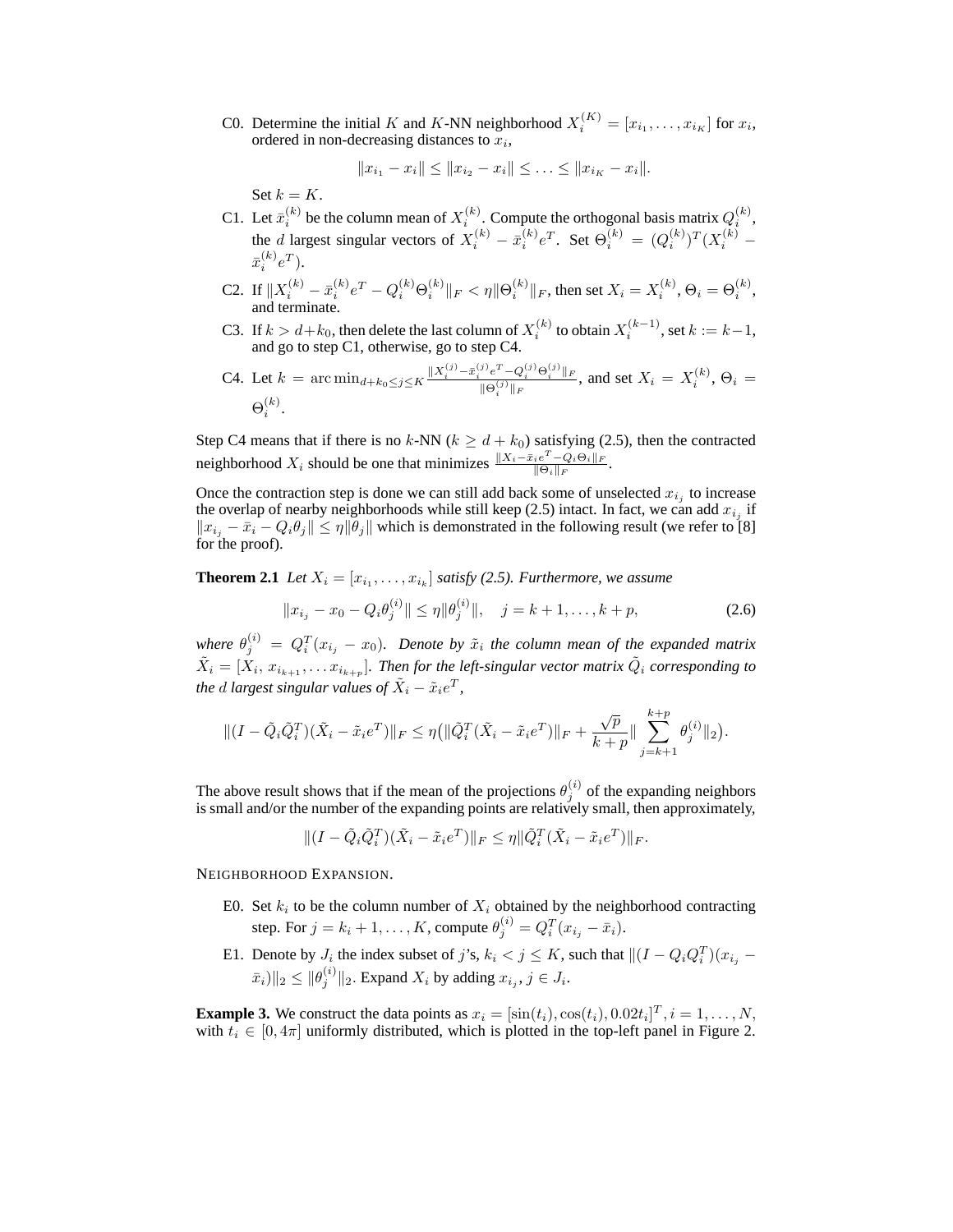C0. Determine the initial $K$ and $K$-NN neighborhood $X_i^{(K)} = [x_{i_1}, \ldots, x_{i_K}]$ for $x_i$, ordered in non-decreasing distances to $x_i$,

$$\|x_{i_1} - x_i\| \leq \|x_{i_2} - x_i\| \leq \ldots \leq \|x_{i_K} - x_i\|.$$

Set $k = K$.

C1. Let $\bar{x}_i^{(k)}$ be the column mean of $X_i^{(k)}$. Compute the orthogonal basis matrix $Q_i^{(k)}$, the $d$ largest singular vectors of $X_i^{(k)} - \bar{x}_i^{(k)} e^T$. Set $\Theta_i^{(k)} = (Q_i^{(k)})^T (X_i^{(k)} - \bar{x}_i^{(k)} e^T)$.

C2. If $\|X_i^{(k)} - \bar{x}_i^{(k)} e^T - Q_i^{(k)} \Theta_i^{(k)}\|_F < \eta \|\Theta_i^{(k)}\|_F$, then set $X_i = X_i^{(k)}$, $\Theta_i = \Theta_i^{(k)}$, and terminate.

C3. If $k > d + k_0$, then delete the last column of $X_i^{(k)}$ to obtain $X_i^{(k-1)}$, set $k := k-1$, and go to step C1, otherwise, go to step C4.

C4. Let $k = \arg\min_{d+k_0 \leq j \leq K} \frac{\|X_i^{(j)} - \bar{x}_i^{(j)} e^T - Q_i^{(j)} \Theta_i^{(j)}\|_F}{\|\Theta_i^{(j)}\|_F}$, and set $X_i = X_i^{(k)}$, $\Theta_i = \Theta_i^{(k)}$.

Step C4 means that if there is no $k$-NN ($k \geq d + k_0$) satisfying (2.5), then the contracted neighborhood $X_i$ should be one that minimizes $\frac{\|X_i - \bar{x}_i e^T - Q_i \Theta_i\|_F}{\|\Theta_i\|_F}$.

Once the contraction step is done we can still add back some of unselected $x_{i_j}$ to increase the overlap of nearby neighborhoods while still keep (2.5) intact. In fact, we can add $x_{i_j}$ if $\|x_{i_j} - \bar{x}_i - Q_i \theta_j\| \leq \eta \|\theta_j\|$ which is demonstrated in the following result (we refer to [8] for the proof).

**Theorem 2.1** *Let $X_i = [x_{i_1}, \ldots, x_{i_k}]$ satisfy (2.5). Furthermore, we assume*

$$\|x_{i_j} - x_0 - Q_i \theta_j^{(i)}\| \leq \eta \|\theta_j^{(i)}\|, \quad j = k+1, \ldots, k+p, \tag{2.6}$$

*where $\theta_j^{(i)} = Q_i^T (x_{i_j} - x_0)$. Denote by $\tilde{x}_i$ the column mean of the expanded matrix $\tilde{X}_i = [X_i, x_{i_{k+1}}, \ldots x_{i_{k+p}}]$. Then for the left-singular vector matrix $\tilde{Q}_i$ corresponding to the $d$ largest singular values of $\tilde{X}_i - \tilde{x}_i e^T$,*

$$\|(I - \tilde{Q}_i \tilde{Q}_i^T)(\tilde{X}_i - \tilde{x}_i e^T)\|_F \leq \eta \big( \|\tilde{Q}_i^T (\tilde{X}_i - \tilde{x}_i e^T)\|_F + \frac{\sqrt{p}}{k+p} \| \sum_{j=k+1}^{k+p} \theta_j^{(i)} \|_2 \big).$$

The above result shows that if the mean of the projections $\theta_j^{(i)}$ of the expanding neighbors is small and/or the number of the expanding points are relatively small, then approximately,

$$\|(I - \tilde{Q}_i \tilde{Q}_i^T)(\tilde{X}_i - \tilde{x}_i e^T)\|_F \leq \eta \|\tilde{Q}_i^T (\tilde{X}_i - \tilde{x}_i e^T)\|_F.$$

NEIGHBORHOOD EXPANSION.

E0. Set $k_i$ to be the column number of $X_i$ obtained by the neighborhood contracting step. For $j = k_i + 1, \ldots, K$, compute $\theta_j^{(i)} = Q_i^T (x_{i_j} - \bar{x}_i)$.

E1. Denote by $J_i$ the index subset of $j$'s, $k_i < j \leq K$, such that $\|(I - Q_i Q_i^T)(x_{i_j} - \bar{x}_i)\|_2 \leq \|\theta_j^{(i)}\|_2$. Expand $X_i$ by adding $x_{i_j}$, $j \in J_i$.

**Example 3.** We construct the data points as $x_i = [\sin(t_i), \cos(t_i), 0.02t_i]^T, i = 1, \ldots, N$, with $t_i \in [0, 4\pi]$ uniformly distributed, which is plotted in the top-left panel in Figure 2.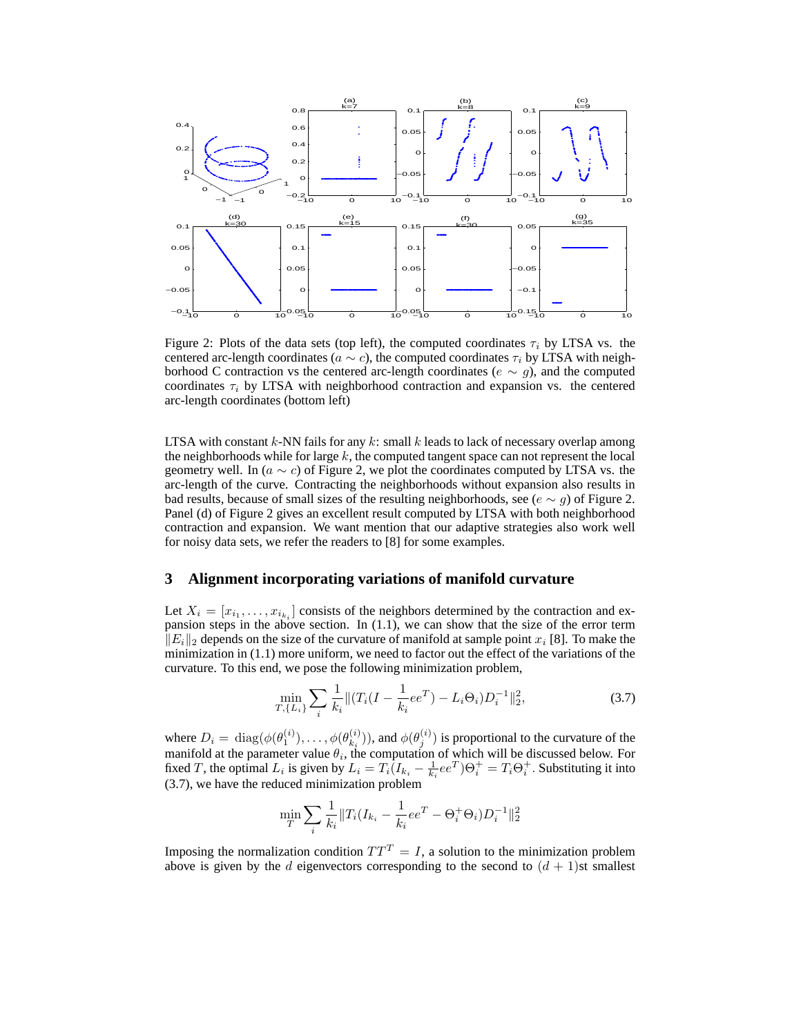Figure 2: Plots of the data sets (top left), the computed coordinates $\tau_i$ by LTSA vs. the centered arc-length coordinates ($a \sim c$), the computed coordinates $\tau_i$ by LTSA with neighborhood C contraction vs the centered arc-length coordinates ($e \sim g$), and the computed coordinates $\tau_i$ by LTSA with neighborhood contraction and expansion vs. the centered arc-length coordinates (bottom left)

LTSA with constant $k$-NN fails for any $k$: small $k$ leads to lack of necessary overlap among the neighborhoods while for large $k$, the computed tangent space can not represent the local geometry well. In ($a \sim c$) of Figure 2, we plot the coordinates computed by LTSA vs. the arc-length of the curve. Contracting the neighborhoods without expansion also results in bad results, because of small sizes of the resulting neighborhoods, see ($e \sim g$) of Figure 2. Panel (d) of Figure 2 gives an excellent result computed by LTSA with both neighborhood contraction and expansion. We want mention that our adaptive strategies also work well for noisy data sets, we refer the readers to [8] for some examples.

## 3 Alignment incorporating variations of manifold curvature

Let $X_i = [x_{i_1}, \ldots, x_{i_{k_i}}]$ consists of the neighbors determined by the contraction and expansion steps in the above section. In (1.1), we can show that the size of the error term $\|E_i\|_2$ depends on the size of the curvature of manifold at sample point $x_i$ [8]. To make the minimization in (1.1) more uniform, we need to factor out the effect of the variations of the curvature. To this end, we pose the following minimization problem,

$$\min_{T, \{L_i\}} \sum_i \frac{1}{k_i} \|(T_i(I - \frac{1}{k_i}ee^T) - L_i \Theta_i) D_i^{-1}\|_2^2, \tag{3.7}$$

where $D_i = \operatorname{diag}(\phi(\theta_1^{(i)}), \ldots, \phi(\theta_{k_i}^{(i)}))$, and $\phi(\theta_j^{(i)})$ is proportional to the curvature of the manifold at the parameter value $\theta_i$, the computation of which will be discussed below. For fixed $T$, the optimal $L_i$ is given by $L_i = T_i(I_{k_i} - \frac{1}{k_i}ee^T)\Theta_i^+ = T_i \Theta_i^+$. Substituting it into (3.7), we have the reduced minimization problem

$$\min_T \sum_i \frac{1}{k_i} \|T_i(I_{k_i} - \frac{1}{k_i}ee^T - \Theta_i^+ \Theta_i) D_i^{-1}\|_2^2$$

Imposing the normalization condition $TT^T = I$, a solution to the minimization problem above is given by the $d$ eigenvectors corresponding to the second to $(d+1)$st smallest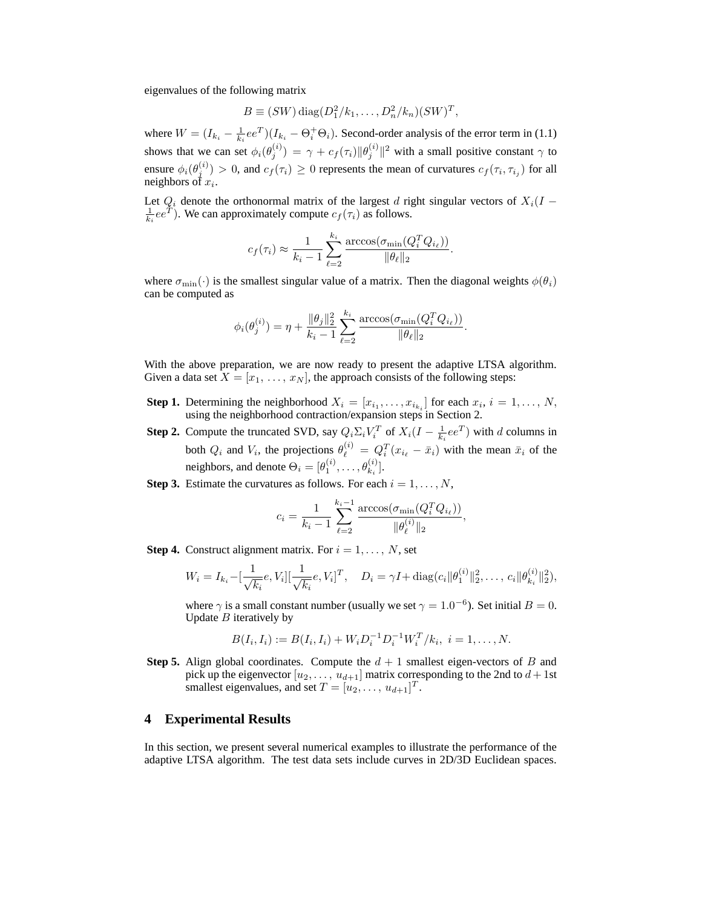eigenvalues of the following matrix

$$B \equiv (SW)\,\mathrm{diag}(D_1^2/k_1, \ldots, D_n^2/k_n)(SW)^T,$$

where $W = (I_{k_i} - \frac{1}{k_i}ee^T)(I_{k_i} - \Theta_i^+\Theta_i)$. Second-order analysis of the error term in (1.1) shows that we can set $\phi_i(\theta_j^{(i)}) = \gamma + c_f(\tau_i)\|\theta_j^{(i)}\|^2$ with a small positive constant $\gamma$ to ensure $\phi_i(\theta_j^{(i)}) > 0$, and $c_f(\tau_i) \geq 0$ represents the mean of curvatures $c_f(\tau_i, \tau_{i_j})$ for all neighbors of $x_i$.

Let $Q_i$ denote the orthonormal matrix of the largest $d$ right singular vectors of $X_i(I - \frac{1}{k_i}ee^T)$. We can approximately compute $c_f(\tau_i)$ as follows.

$$c_f(\tau_i) \approx \frac{1}{k_i - 1}\sum_{\ell=2}^{k_i} \frac{\arccos(\sigma_{\min}(Q_i^T Q_{i_\ell}))}{\|\theta_\ell\|_2}.$$

where $\sigma_{\min}(\cdot)$ is the smallest singular value of a matrix. Then the diagonal weights $\phi(\theta_i)$ can be computed as

$$\phi_i(\theta_j^{(i)}) = \eta + \frac{\|\theta_j\|_2^2}{k_i - 1}\sum_{\ell=2}^{k_i} \frac{\arccos(\sigma_{\min}(Q_i^T Q_{i_\ell}))}{\|\theta_\ell\|_2}.$$

With the above preparation, we are now ready to present the adaptive LTSA algorithm. Given a data set $X = [x_1, \ldots, x_N]$, the approach consists of the following steps:

**Step 1.** Determining the neighborhood $X_i = [x_{i_1}, \ldots, x_{i_{k_i}}]$ for each $x_i$, $i = 1, \ldots, N$, using the neighborhood contraction/expansion steps in Section 2.

**Step 2.** Compute the truncated SVD, say $Q_i\Sigma_i V_i^T$ of $X_i(I - \frac{1}{k_i}ee^T)$ with $d$ columns in both $Q_i$ and $V_i$, the projections $\theta_\ell^{(i)} = Q_i^T(x_{i_\ell} - \bar{x}_i)$ with the mean $\bar{x}_i$ of the neighbors, and denote $\Theta_i = [\theta_1^{(i)}, \ldots, \theta_{k_i}^{(i)}]$.

**Step 3.** Estimate the curvatures as follows. For each $i = 1, \ldots, N$,

$$c_i = \frac{1}{k_i - 1}\sum_{\ell=2}^{k_i - 1} \frac{\arccos(\sigma_{\min}(Q_i^T Q_{i_\ell}))}{\|\theta_\ell^{(i)}\|_2},$$

**Step 4.** Construct alignment matrix. For $i = 1, \ldots, N$, set

$$W_i = I_{k_i} - [\frac{1}{\sqrt{k_i}}e, V_i][\frac{1}{\sqrt{k_i}}e, V_i]^T, \quad D_i = \gamma I + \mathrm{diag}(c_i\|\theta_1^{(i)}\|_2^2, \ldots, c_i\|\theta_{k_i}^{(i)}\|_2^2),$$

where $\gamma$ is a small constant number (usually we set $\gamma = 1.0^{-6}$). Set initial $B = 0$. Update $B$ iteratively by

$$B(I_i, I_i) := B(I_i, I_i) + W_i D_i^{-1} D_i^{-1} W_i^T / k_i,\ i = 1, \ldots, N.$$

**Step 5.** Align global coordinates. Compute the $d + 1$ smallest eigen-vectors of $B$ and pick up the eigenvector $[u_2, \ldots, u_{d+1}]$ matrix corresponding to the 2nd to $d + 1$st smallest eigenvalues, and set $T = [u_2, \ldots, u_{d+1}]^T$.

## 4 Experimental Results

In this section, we present several numerical examples to illustrate the performance of the adaptive LTSA algorithm. The test data sets include curves in 2D/3D Euclidean spaces.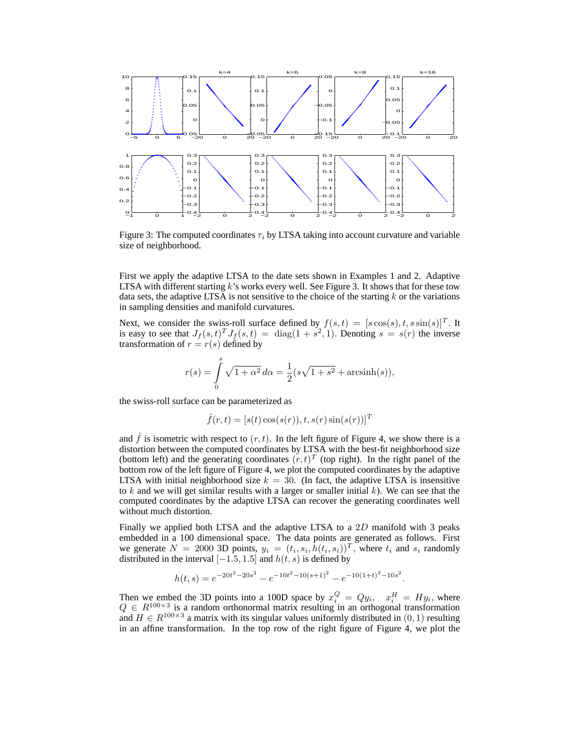Figure 3: The computed coordinates $\tau_i$ by LTSA taking into account curvature and variable size of neighborhood.

First we apply the adaptive LTSA to the date sets shown in Examples 1 and 2. Adaptive LTSA with different starting $k$'s works every well. See Figure 3. It shows that for these tow data sets, the adaptive LTSA is not sensitive to the choice of the starting $k$ or the variations in sampling densities and manifold curvatures.

Next, we consider the swiss-roll surface defined by $f(s,t) = [s\cos(s), t, s\sin(s)]^T$. It is easy to see that $J_f(s,t)^T J_f(s,t) = \mathrm{diag}(1+s^2, 1)$. Denoting $s = s(r)$ the inverse transformation of $r = r(s)$ defined by

$$r(s) = \int_0^s \sqrt{1+\alpha^2}\, d\alpha = \frac{1}{2}(s\sqrt{1+s^2} + \mathrm{arcsinh}(s)),$$

the swiss-roll surface can be parameterized as

$$\hat{f}(r,t) = [s(t)\cos(s(r)), t, s(r)\sin(s(r))]^T$$

and $\hat{f}$ is isometric with respect to $(r,t)$. In the left figure of Figure 4, we show there is a distortion between the computed coordinates by LTSA with the best-fit neighborhood size (bottom left) and the generating coordinates $(r,t)^T$ (top right). In the right panel of the bottom row of the left figure of Figure 4, we plot the computed coordinates by the adaptive LTSA with initial neighborhood size $k = 30$. (In fact, the adaptive LTSA is insensitive to $k$ and we will get similar results with a larger or smaller initial $k$). We can see that the computed coordinates by the adaptive LTSA can recover the generating coordinates well without much distortion.

Finally we applied both LTSA and the adaptive LTSA to a $2D$ manifold with 3 peaks embedded in a 100 dimensional space. The data points are generated as follows. First we generate $N = 2000$ 3D points, $y_i = (t_i, s_i, h(t_i, s_i))^T$, where $t_i$ and $s_i$ randomly distributed in the interval $[-1.5, 1.5]$ and $h(t,s)$ is defined by

$$h(t,s) = e^{-20t^2-20s^2} - e^{-10t^2-10(s+1)^2} - e^{-10(1+t)^2-10s^2}.$$

Then we embed the 3D points into a 100D space by $x_i^Q = Qy_i, \quad x_i^H = Hy_i$, where $Q \in R^{100\times 3}$ is a random orthonormal matrix resulting in an orthogonal transformation and $H \in R^{100\times 3}$ a matrix with its singular values uniformly distributed in $(0,1)$ resulting in an affine transformation. In the top row of the right figure of Figure 4, we plot the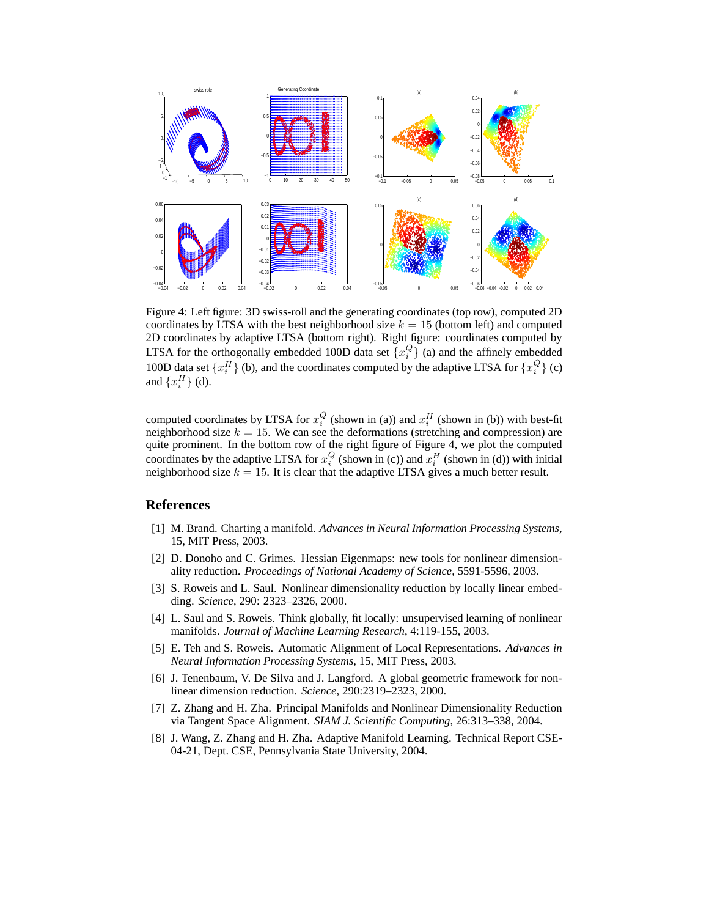swiss role

Generating Coordinate

(a)

(b)

(c)

(d)

Figure 4: Left figure: 3D swiss-roll and the generating coordinates (top row), computed 2D coordinates by LTSA with the best neighborhood size $k = 15$ (bottom left) and computed 2D coordinates by adaptive LTSA (bottom right). Right figure: coordinates computed by LTSA for the orthogonally embedded 100D data set $\{x_i^Q\}$ (a) and the affinely embedded 100D data set $\{x_i^H\}$ (b), and the coordinates computed by the adaptive LTSA for $\{x_i^Q\}$ (c) and $\{x_i^H\}$ (d).

computed coordinates by LTSA for $x_i^Q$ (shown in (a)) and $x_i^H$ (shown in (b)) with best-fit neighborhood size $k = 15$. We can see the deformations (stretching and compression) are quite prominent. In the bottom row of the right figure of Figure 4, we plot the computed coordinates by the adaptive LTSA for $x_i^Q$ (shown in (c)) and $x_i^H$ (shown in (d)) with initial neighborhood size $k = 15$. It is clear that the adaptive LTSA gives a much better result.

## References

[1] M. Brand. Charting a manifold. *Advances in Neural Information Processing Systems*, 15, MIT Press, 2003.

[2] D. Donoho and C. Grimes. Hessian Eigenmaps: new tools for nonlinear dimensionality reduction. *Proceedings of National Academy of Science*, 5591-5596, 2003.

[3] S. Roweis and L. Saul. Nonlinear dimensionality reduction by locally linear embedding. *Science*, 290: 2323–2326, 2000.

[4] L. Saul and S. Roweis. Think globally, fit locally: unsupervised learning of nonlinear manifolds. *Journal of Machine Learning Research*, 4:119-155, 2003.

[5] E. Teh and S. Roweis. Automatic Alignment of Local Representations. *Advances in Neural Information Processing Systems*, 15, MIT Press, 2003.

[6] J. Tenenbaum, V. De Silva and J. Langford. A global geometric framework for nonlinear dimension reduction. *Science,* 290:2319–2323, 2000.

[7] Z. Zhang and H. Zha. Principal Manifolds and Nonlinear Dimensionality Reduction via Tangent Space Alignment. *SIAM J. Scientific Computing*, 26:313–338, 2004.

[8] J. Wang, Z. Zhang and H. Zha. Adaptive Manifold Learning. Technical Report CSE-04-21, Dept. CSE, Pennsylvania State University, 2004.